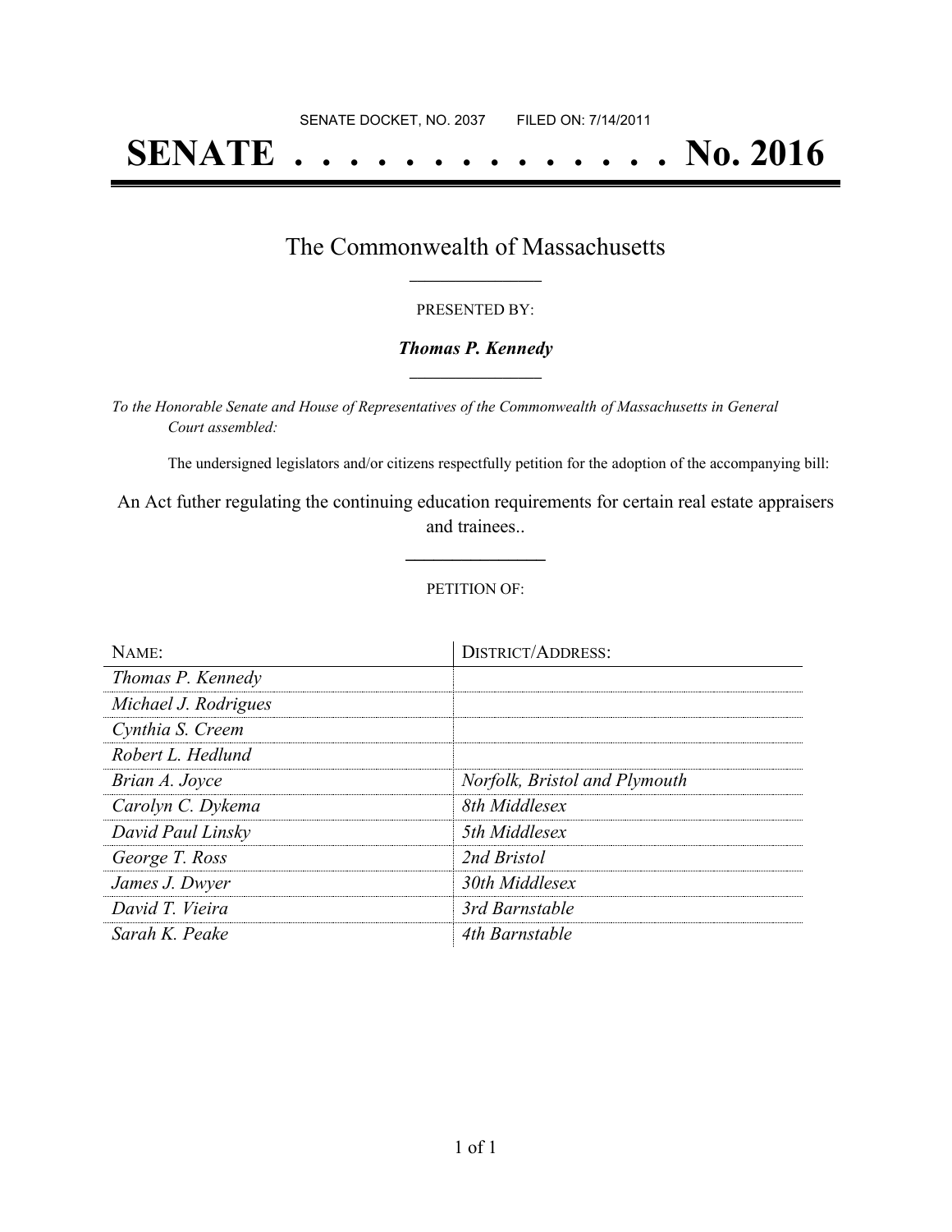SENATE DOCKET, NO. 2037        FILED ON: 7/14/2011

# SENATE . . . . . . . . . . . . . . No. 2016

## The Commonwealth of Massachusetts

PRESENTED BY:

***Thomas P. Kennedy***

*To the Honorable Senate and House of Representatives of the Commonwealth of Massachusetts in General Court assembled:*

The undersigned legislators and/or citizens respectfully petition for the adoption of the accompanying bill:

An Act futher regulating the continuing education requirements for certain real estate appraisers and trainees..

PETITION OF:

| NAME: | DISTRICT/ADDRESS: |
|---|---|
| *Thomas P. Kennedy* | |
| *Michael J. Rodrigues* | |
| *Cynthia S. Creem* | |
| *Robert L. Hedlund* | |
| *Brian A. Joyce* | *Norfolk, Bristol and Plymouth* |
| *Carolyn C. Dykema* | *8th Middlesex* |
| *David Paul Linsky* | *5th Middlesex* |
| *George T. Ross* | *2nd Bristol* |
| *James J. Dwyer* | *30th Middlesex* |
| *David T. Vieira* | *3rd Barnstable* |
| *Sarah K. Peake* | *4th Barnstable* |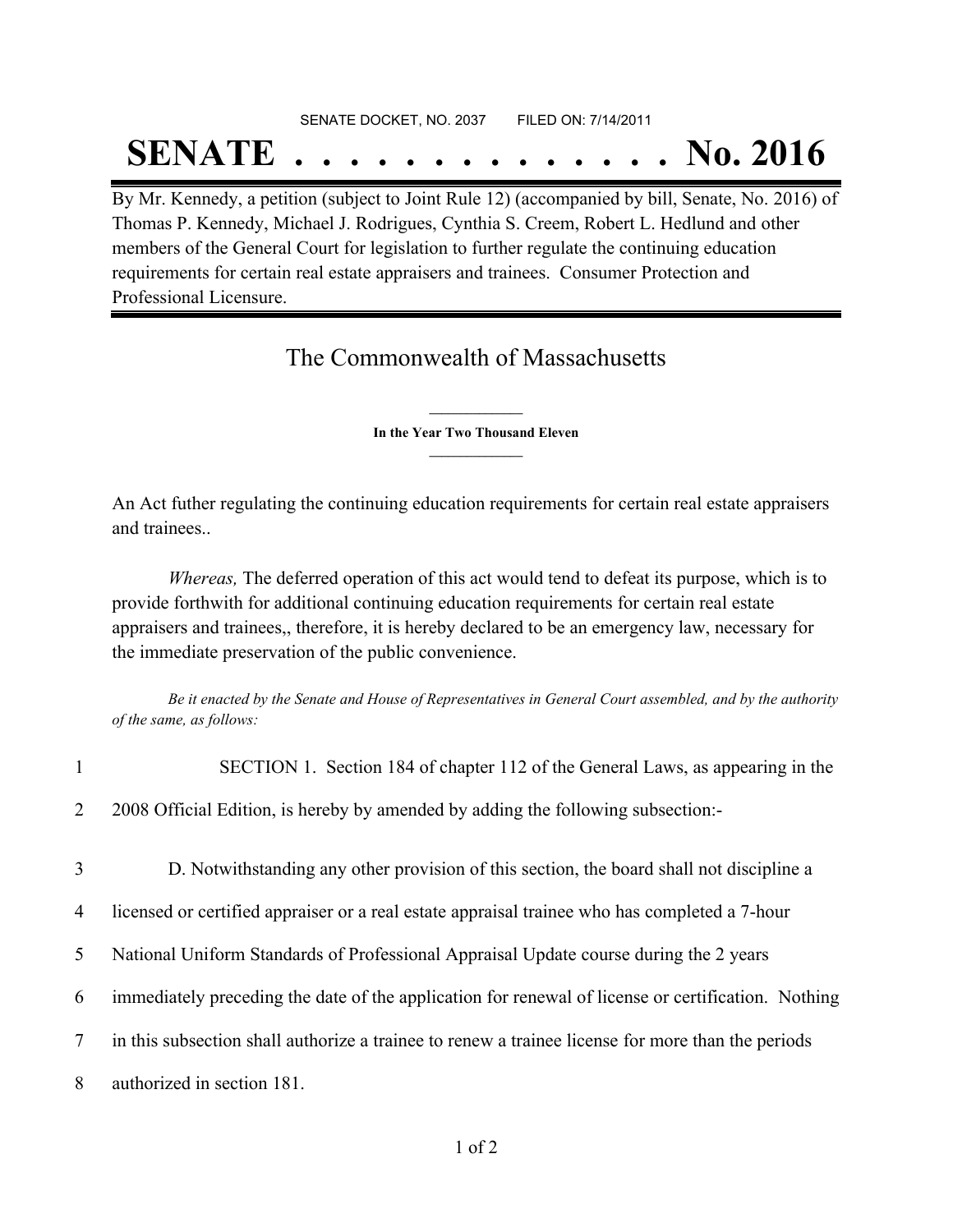SENATE DOCKET, NO. 2037        FILED ON: 7/14/2011

# SENATE . . . . . . . . . . . . . . No. 2016

By Mr. Kennedy, a petition (subject to Joint Rule 12) (accompanied by bill, Senate, No. 2016) of Thomas P. Kennedy, Michael J. Rodrigues, Cynthia S. Creem, Robert L. Hedlund and other members of the General Court for legislation to further regulate the continuing education requirements for certain real estate appraisers and trainees. Consumer Protection and Professional Licensure.

## The Commonwealth of Massachusetts

**In the Year Two Thousand Eleven**

An Act futher regulating the continuing education requirements for certain real estate appraisers and trainees..

*Whereas,* The deferred operation of this act would tend to defeat its purpose, which is to provide forthwith for additional continuing education requirements for certain real estate appraisers and trainees,, therefore, it is hereby declared to be an emergency law, necessary for the immediate preservation of the public convenience.

*Be it enacted by the Senate and House of Representatives in General Court assembled, and by the authority of the same, as follows:*

1 SECTION 1. Section 184 of chapter 112 of the General Laws, as appearing in the
2 2008 Official Edition, is hereby by amended by adding the following subsection:-

3 D. Notwithstanding any other provision of this section, the board shall not discipline a
4 licensed or certified appraiser or a real estate appraisal trainee who has completed a 7-hour
5 National Uniform Standards of Professional Appraisal Update course during the 2 years
6 immediately preceding the date of the application for renewal of license or certification. Nothing
7 in this subsection shall authorize a trainee to renew a trainee license for more than the periods
8 authorized in section 181.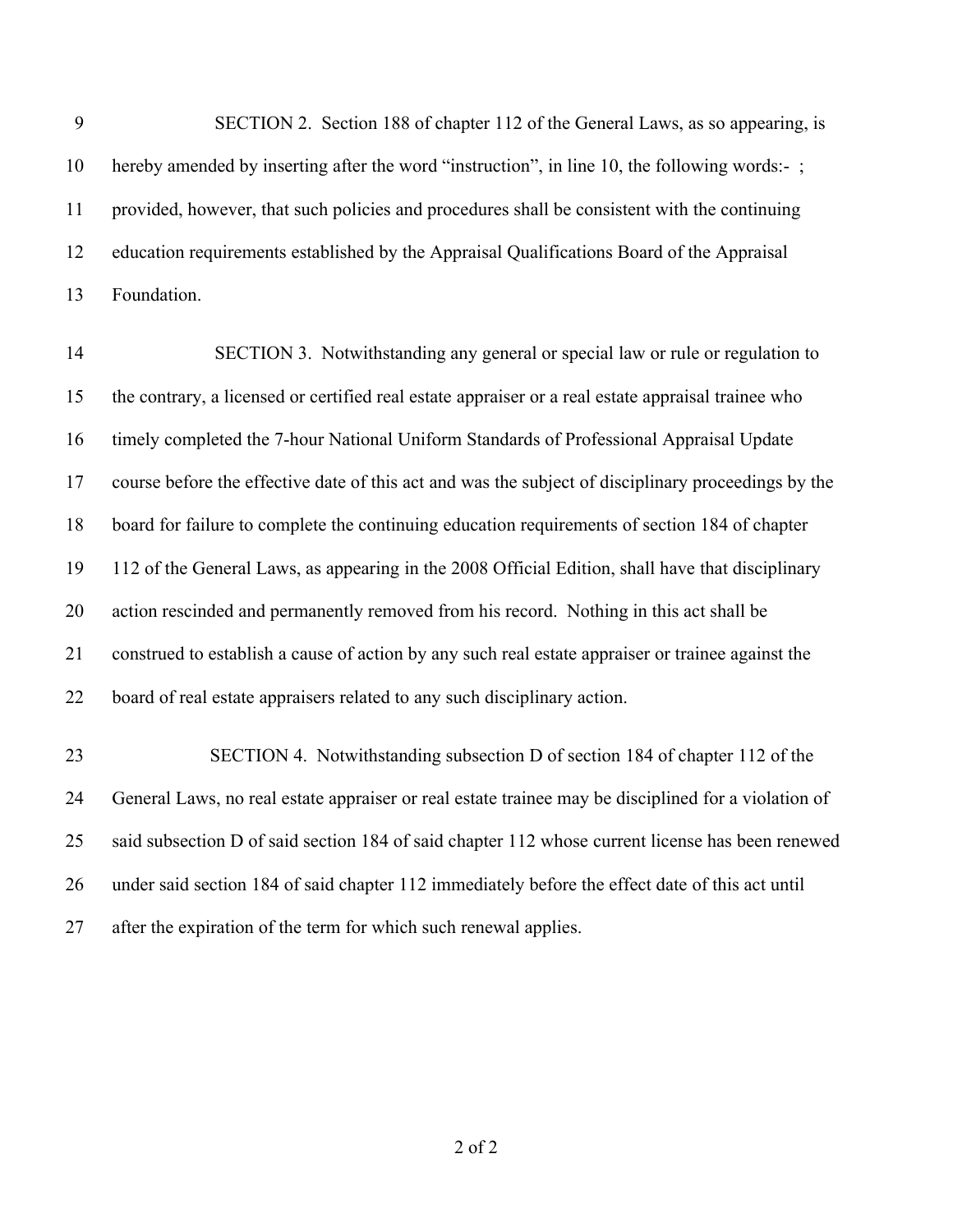SECTION 2. Section 188 of chapter 112 of the General Laws, as so appearing, is hereby amended by inserting after the word "instruction", in line 10, the following words:- ; provided, however, that such policies and procedures shall be consistent with the continuing education requirements established by the Appraisal Qualifications Board of the Appraisal Foundation.

SECTION 3. Notwithstanding any general or special law or rule or regulation to the contrary, a licensed or certified real estate appraiser or a real estate appraisal trainee who timely completed the 7-hour National Uniform Standards of Professional Appraisal Update course before the effective date of this act and was the subject of disciplinary proceedings by the board for failure to complete the continuing education requirements of section 184 of chapter 112 of the General Laws, as appearing in the 2008 Official Edition, shall have that disciplinary action rescinded and permanently removed from his record. Nothing in this act shall be construed to establish a cause of action by any such real estate appraiser or trainee against the board of real estate appraisers related to any such disciplinary action.

SECTION 4. Notwithstanding subsection D of section 184 of chapter 112 of the General Laws, no real estate appraiser or real estate trainee may be disciplined for a violation of said subsection D of said section 184 of said chapter 112 whose current license has been renewed under said section 184 of said chapter 112 immediately before the effect date of this act until after the expiration of the term for which such renewal applies.